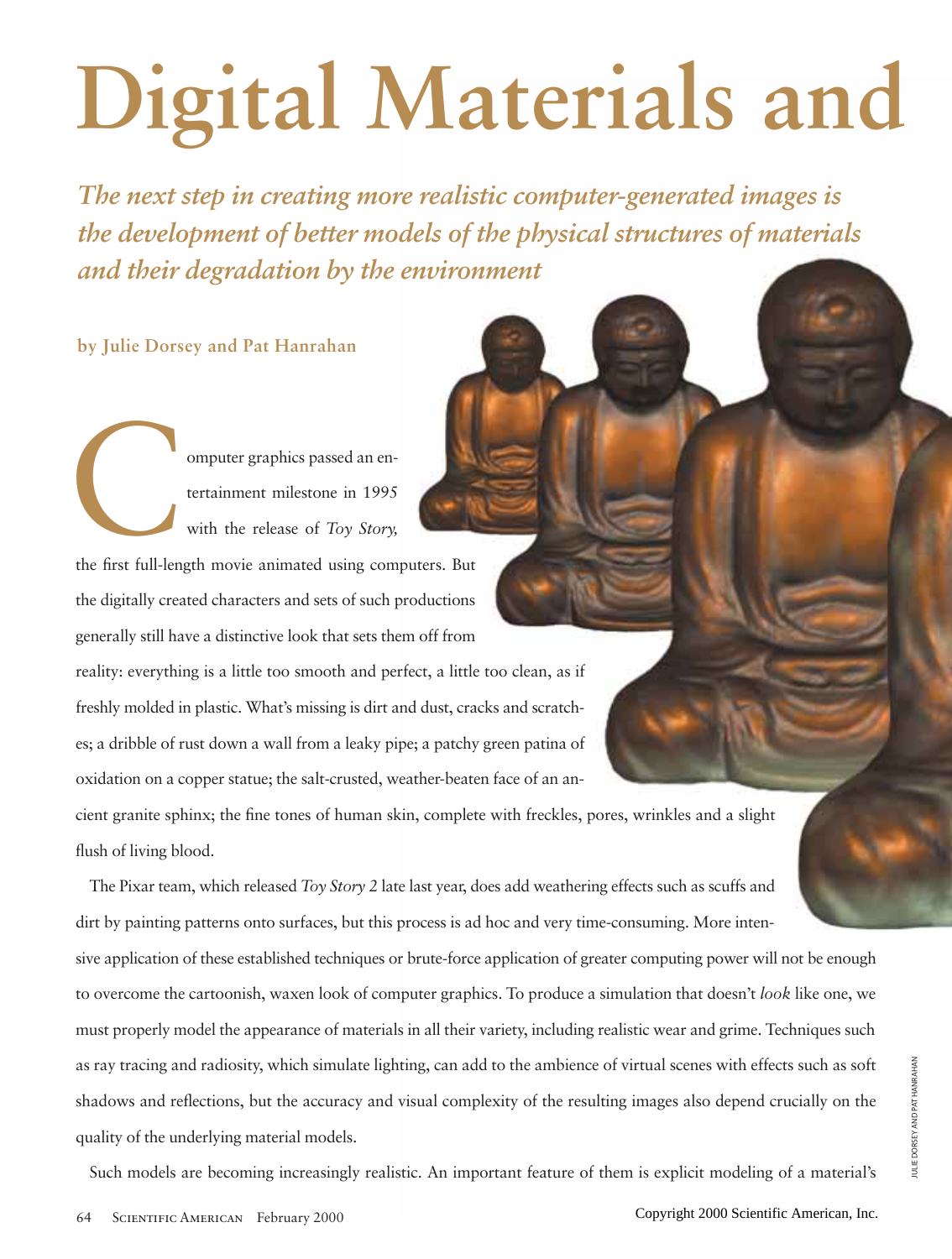# Digital Materials and

*The next step in creating more realistic computer-generated images is the development of better models of the physical structures of materials and their degradation by the environment*

**by Julie Dorsey and Pat Hanrahan**

Computer graphics passed an entertainment milestone in 1995 with the release of *Toy Story,* the first full-length movie animated using computers. But the digitally created characters and sets of such productions generally still have a distinctive look that sets them off from reality: everything is a little too smooth and perfect, a little too clean, as if freshly molded in plastic. What's missing is dirt and dust, cracks and scratches; a dribble of rust down a wall from a leaky pipe; a patchy green patina of oxidation on a copper statue; the salt-crusted, weather-beaten face of an ancient granite sphinx; the fine tones of human skin, complete with freckles, pores, wrinkles and a slight flush of living blood.

The Pixar team, which released *Toy Story 2* late last year, does add weathering effects such as scuffs and dirt by painting patterns onto surfaces, but this process is ad hoc and very time-consuming. More intensive application of these established techniques or brute-force application of greater computing power will not be enough to overcome the cartoonish, waxen look of computer graphics. To produce a simulation that doesn't *look* like one, we must properly model the appearance of materials in all their variety, including realistic wear and grime. Techniques such as ray tracing and radiosity, which simulate lighting, can add to the ambience of virtual scenes with effects such as soft shadows and reflections, but the accuracy and visual complexity of the resulting images also depend crucially on the quality of the underlying material models.

Such models are becoming increasingly realistic. An important feature of them is explicit modeling of a material's

JULIE DORSEY AND PAT HANRAHAN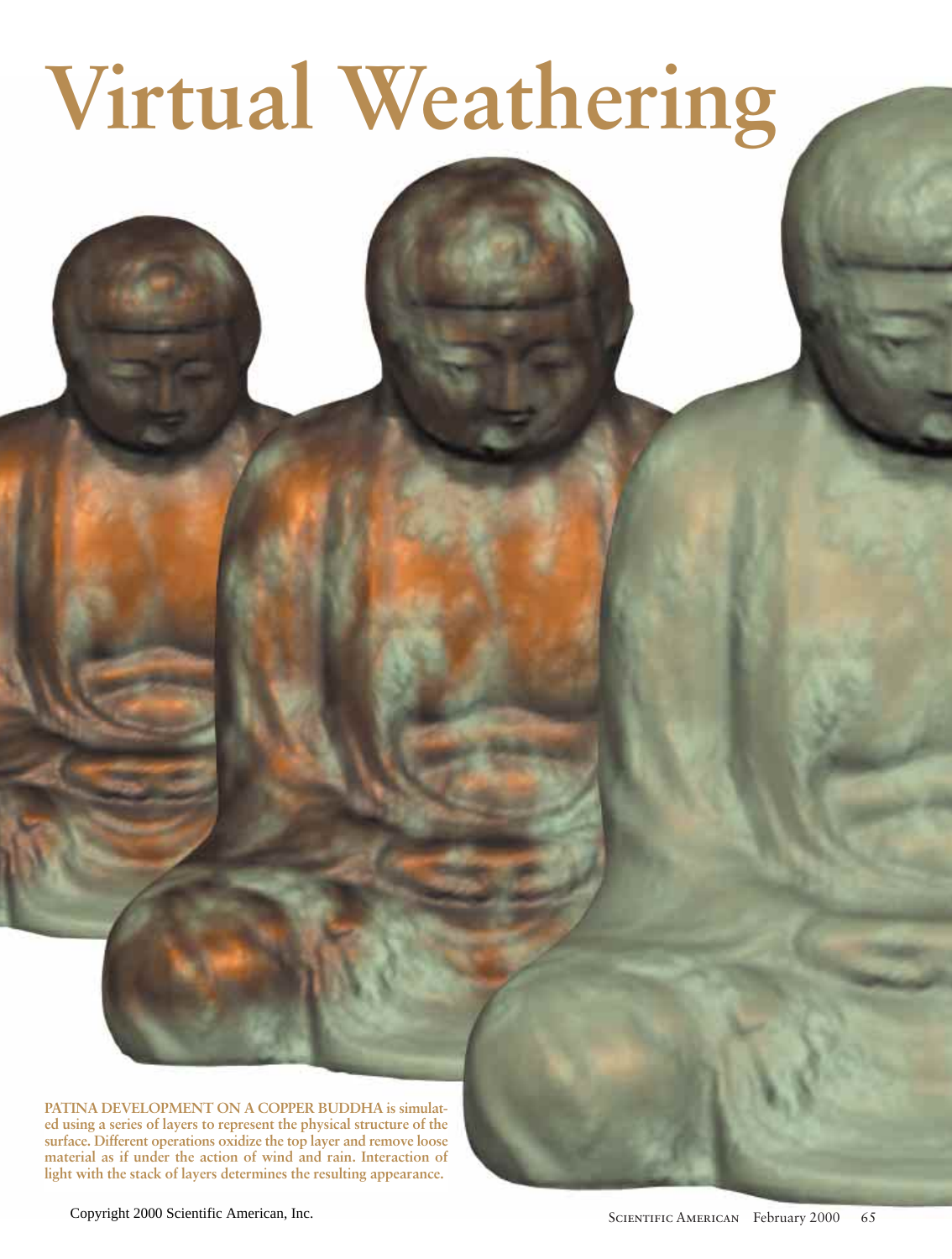# Virtual Weathering

**PATINA DEVELOPMENT ON A COPPER BUDDHA** is simulated using a series of layers to represent the physical structure of the surface. Different operations oxidize the top layer and remove loose material as if under the action of wind and rain. Interaction of light with the stack of layers determines the resulting appearance.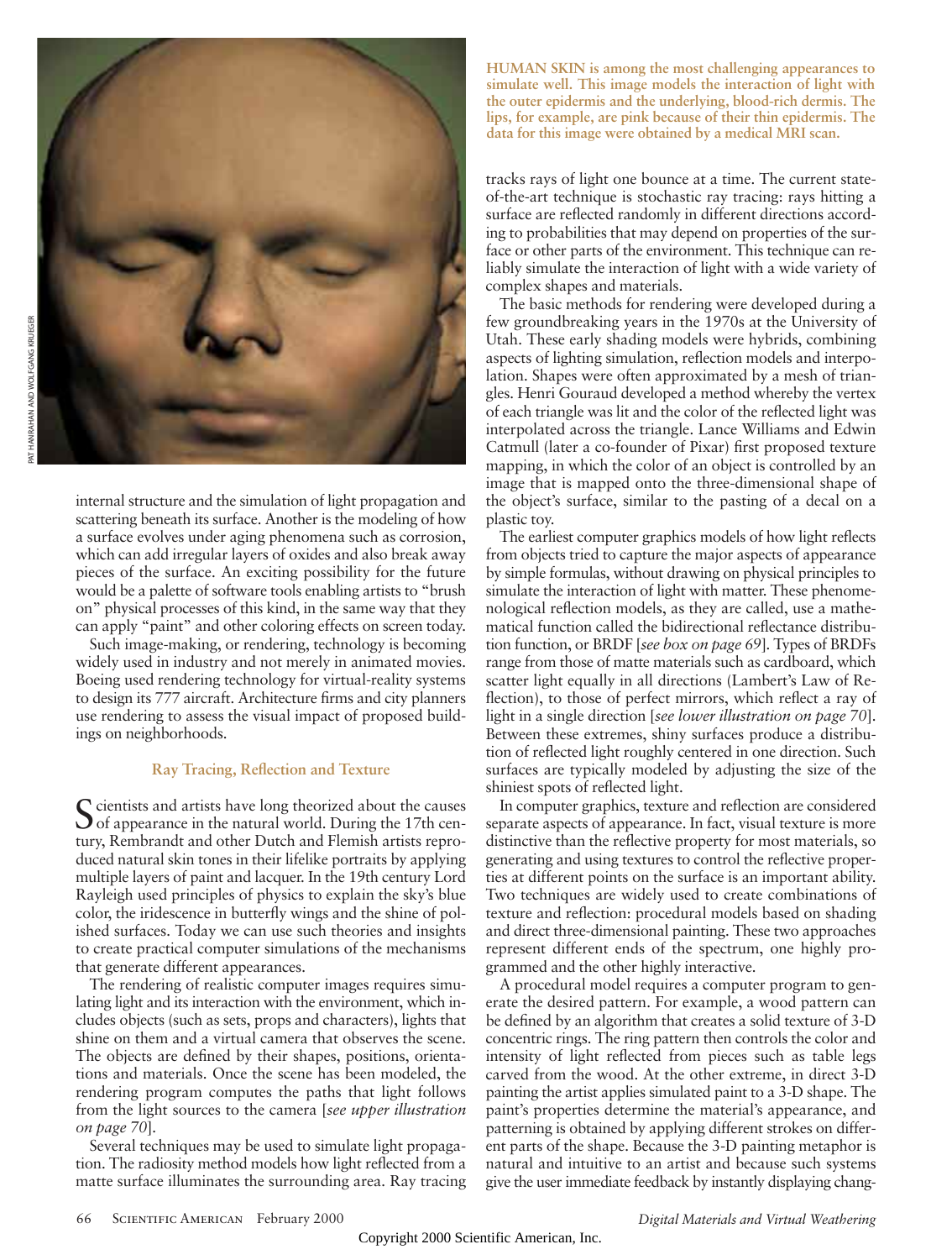internal structure and the simulation of light propagation and scattering beneath its surface. Another is the modeling of how a surface evolves under aging phenomena such as corrosion, which can add irregular layers of oxides and also break away pieces of the surface. An exciting possibility for the future would be a palette of software tools enabling artists to "brush on" physical processes of this kind, in the same way that they can apply "paint" and other coloring effects on screen today.

Such image-making, or rendering, technology is becoming widely used in industry and not merely in animated movies. Boeing used rendering technology for virtual-reality systems to design its 777 aircraft. Architecture firms and city planners use rendering to assess the visual impact of proposed buildings on neighborhoods.

### Ray Tracing, Reflection and Texture

Scientists and artists have long theorized about the causes of appearance in the natural world. During the 17th century, Rembrandt and other Dutch and Flemish artists reproduced natural skin tones in their lifelike portraits by applying multiple layers of paint and lacquer. In the 19th century Lord Rayleigh used principles of physics to explain the sky's blue color, the iridescence in butterfly wings and the shine of polished surfaces. Today we can use such theories and insights to create practical computer simulations of the mechanisms that generate different appearances.

The rendering of realistic computer images requires simulating light and its interaction with the environment, which includes objects (such as sets, props and characters), lights that shine on them and a virtual camera that observes the scene. The objects are defined by their shapes, positions, orientations and materials. Once the scene has been modeled, the rendering program computes the paths that light follows from the light sources to the camera [*see upper illustration on page 70*].

Several techniques may be used to simulate light propagation. The radiosity method models how light reflected from a matte surface illuminates the surrounding area. Ray tracing tracks rays of light one bounce at a time. The current state-of-the-art technique is stochastic ray tracing: rays hitting a surface are reflected randomly in different directions according to probabilities that may depend on properties of the surface or other parts of the environment. This technique can reliably simulate the interaction of light with a wide variety of complex shapes and materials.

The basic methods for rendering were developed during a few groundbreaking years in the 1970s at the University of Utah. These early shading models were hybrids, combining aspects of lighting simulation, reflection models and interpolation. Shapes were often approximated by a mesh of triangles. Henri Gouraud developed a method whereby the vertex of each triangle was lit and the color of the reflected light was interpolated across the triangle. Lance Williams and Edwin Catmull (later a co-founder of Pixar) first proposed texture mapping, in which the color of an object is controlled by an image that is mapped onto the three-dimensional shape of the object's surface, similar to the pasting of a decal on a plastic toy.

The earliest computer graphics models of how light reflects from objects tried to capture the major aspects of appearance by simple formulas, without drawing on physical principles to simulate the interaction of light with matter. These phenomenological reflection models, as they are called, use a mathematical function called the bidirectional reflectance distribution function, or BRDF [*see box on page 69*]. Types of BRDFs range from those of matte materials such as cardboard, which scatter light equally in all directions (Lambert's Law of Reflection), to those of perfect mirrors, which reflect a ray of light in a single direction [*see lower illustration on page 70*]. Between these extremes, shiny surfaces produce a distribution of reflected light roughly centered in one direction. Such surfaces are typically modeled by adjusting the size of the shiniest spots of reflected light.

In computer graphics, texture and reflection are considered separate aspects of appearance. In fact, visual texture is more distinctive than the reflective property for most materials, so generating and using textures to control the reflective properties at different points on the surface is an important ability. Two techniques are widely used to create combinations of texture and reflection: procedural models based on shading and direct three-dimensional painting. These two approaches represent different ends of the spectrum, one highly programmed and the other highly interactive.

A procedural model requires a computer program to generate the desired pattern. For example, a wood pattern can be defined by an algorithm that creates a solid texture of 3-D concentric rings. The ring pattern then controls the color and intensity of light reflected from pieces such as table legs carved from the wood. At the other extreme, in direct 3-D painting the artist applies simulated paint to a 3-D shape. The paint's properties determine the material's appearance, and patterning is obtained by applying different strokes on different parts of the shape. Because the 3-D painting metaphor is natural and intuitive to an artist and because such systems give the user immediate feedback by instantly displaying chang-

PAT HANRAHAN AND WOLFGANG KRUEGER

**HUMAN SKIN is among the most challenging appearances to simulate well. This image models the interaction of light with the outer epidermis and the underlying, blood-rich dermis. The lips, for example, are pink because of their thin epidermis. The data for this image were obtained by a medical MRI scan.**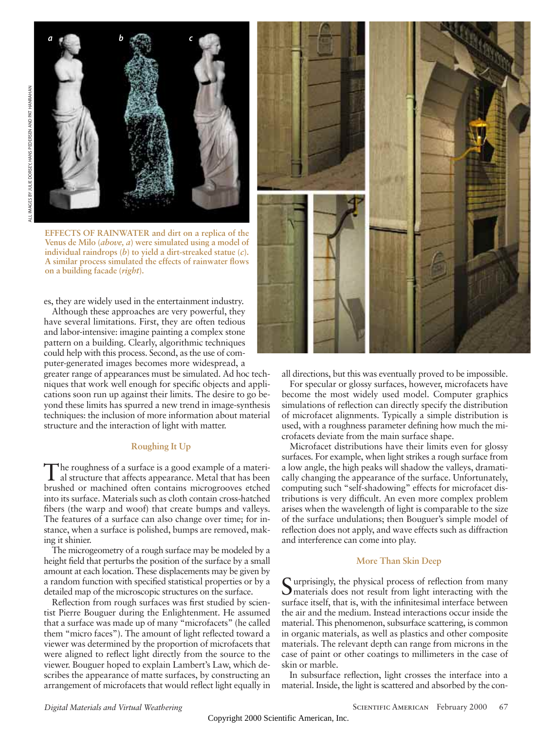ALL IMAGES BY JULIE DORSEY, HANS PEDERSEN AND PAT HANRAHAN

**EFFECTS OF RAINWATER and dirt on a replica of the Venus de Milo (*above, a*) were simulated using a model of individual raindrops (*b*) to yield a dirt-streaked statue (*c*). A similar process simulated the effects of rainwater flows on a building facade (*right*).**

es, they are widely used in the entertainment industry.

Although these approaches are very powerful, they have several limitations. First, they are often tedious and labor-intensive: imagine painting a complex stone pattern on a building. Clearly, algorithmic techniques could help with this process. Second, as the use of computer-generated images becomes more widespread, a greater range of appearances must be simulated. Ad hoc techniques that work well enough for specific objects and applications soon run up against their limits. The desire to go beyond these limits has spurred a new trend in image-synthesis techniques: the inclusion of more information about material structure and the interaction of light with matter.

## Roughing It Up

The roughness of a surface is a good example of a material structure that affects appearance. Metal that has been brushed or machined often contains microgrooves etched into its surface. Materials such as cloth contain cross-hatched fibers (the warp and woof) that create bumps and valleys. The features of a surface can also change over time; for instance, when a surface is polished, bumps are removed, making it shinier.

The microgeometry of a rough surface may be modeled by a height field that perturbs the position of the surface by a small amount at each location. These displacements may be given by a random function with specified statistical properties or by a detailed map of the microscopic structures on the surface.

Reflection from rough surfaces was first studied by scientist Pierre Bouguer during the Enlightenment. He assumed that a surface was made up of many "microfacets" (he called them "micro faces"). The amount of light reflected toward a viewer was determined by the proportion of microfacets that were aligned to reflect light directly from the source to the viewer. Bouguer hoped to explain Lambert's Law, which describes the appearance of matte surfaces, by constructing an arrangement of microfacets that would reflect light equally in all directions, but this was eventually proved to be impossible.

For specular or glossy surfaces, however, microfacets have become the most widely used model. Computer graphics simulations of reflection can directly specify the distribution of microfacet alignments. Typically a simple distribution is used, with a roughness parameter defining how much the microfacets deviate from the main surface shape.

Microfacet distributions have their limits even for glossy surfaces. For example, when light strikes a rough surface from a low angle, the high peaks will shadow the valleys, dramatically changing the appearance of the surface. Unfortunately, computing such "self-shadowing" effects for microfacet distributions is very difficult. An even more complex problem arises when the wavelength of light is comparable to the size of the surface undulations; then Bouguer's simple model of reflection does not apply, and wave effects such as diffraction and interference can come into play.

## More Than Skin Deep

Surprisingly, the physical process of reflection from many materials does not result from light interacting with the surface itself, that is, with the infinitesimal interface between the air and the medium. Instead interactions occur inside the material. This phenomenon, subsurface scattering, is common in organic materials, as well as plastics and other composite materials. The relevant depth can range from microns in the case of paint or other coatings to millimeters in the case of skin or marble.

In subsurface reflection, light crosses the interface into a material. Inside, the light is scattered and absorbed by the con-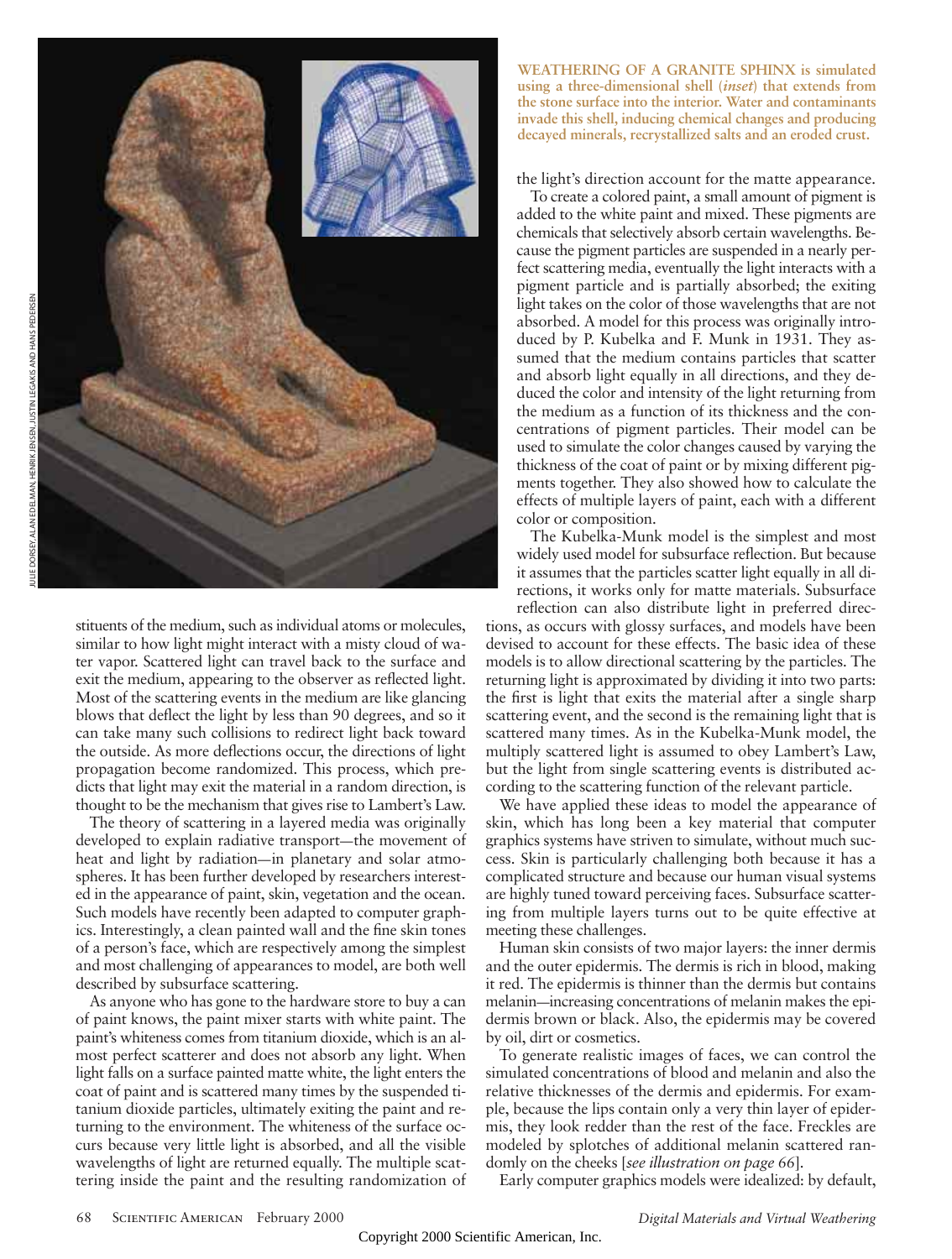WEATHERING OF A GRANITE SPHINX is simulated using a three-dimensional shell (*inset*) that extends from the stone surface into the interior. Water and contaminants invade this shell, inducing chemical changes and producing decayed minerals, recrystallized salts and an eroded crust.

JULIE DORSEY, ALAN EDELMAN, HENRIK JENSEN, JUSTIN LEGAKIS AND HANS PEDERSEN

stituents of the medium, such as individual atoms or molecules, similar to how light might interact with a misty cloud of water vapor. Scattered light can travel back to the surface and exit the medium, appearing to the observer as reflected light. Most of the scattering events in the medium are like glancing blows that deflect the light by less than 90 degrees, and so it can take many such collisions to redirect light back toward the outside. As more deflections occur, the directions of light propagation become randomized. This process, which predicts that light may exit the material in a random direction, is thought to be the mechanism that gives rise to Lambert's Law.

The theory of scattering in a layered media was originally developed to explain radiative transport—the movement of heat and light by radiation—in planetary and solar atmospheres. It has been further developed by researchers interested in the appearance of paint, skin, vegetation and the ocean. Such models have recently been adapted to computer graphics. Interestingly, a clean painted wall and the fine skin tones of a person's face, which are respectively among the simplest and most challenging of appearances to model, are both well described by subsurface scattering.

As anyone who has gone to the hardware store to buy a can of paint knows, the paint mixer starts with white paint. The paint's whiteness comes from titanium dioxide, which is an almost perfect scatterer and does not absorb any light. When light falls on a surface painted matte white, the light enters the coat of paint and is scattered many times by the suspended titanium dioxide particles, ultimately exiting the paint and returning to the environment. The whiteness of the surface occurs because very little light is absorbed, and all the visible wavelengths of light are returned equally. The multiple scattering inside the paint and the resulting randomization of the light's direction account for the matte appearance.

To create a colored paint, a small amount of pigment is added to the white paint and mixed. These pigments are chemicals that selectively absorb certain wavelengths. Because the pigment particles are suspended in a nearly perfect scattering media, eventually the light interacts with a pigment particle and is partially absorbed; the exiting light takes on the color of those wavelengths that are not absorbed. A model for this process was originally introduced by P. Kubelka and F. Munk in 1931. They assumed that the medium contains particles that scatter and absorb light equally in all directions, and they deduced the color and intensity of the light returning from the medium as a function of its thickness and the concentrations of pigment particles. Their model can be used to simulate the color changes caused by varying the thickness of the coat of paint or by mixing different pigments together. They also showed how to calculate the effects of multiple layers of paint, each with a different color or composition.

The Kubelka-Munk model is the simplest and most widely used model for subsurface reflection. But because it assumes that the particles scatter light equally in all directions, it works only for matte materials. Subsurface reflection can also distribute light in preferred directions, as occurs with glossy surfaces, and models have been devised to account for these effects. The basic idea of these models is to allow directional scattering by the particles. The returning light is approximated by dividing it into two parts: the first is light that exits the material after a single sharp scattering event, and the second is the remaining light that is scattered many times. As in the Kubelka-Munk model, the multiply scattered light is assumed to obey Lambert's Law, but the light from single scattering events is distributed according to the scattering function of the relevant particle.

We have applied these ideas to model the appearance of skin, which has long been a key material that computer graphics systems have striven to simulate, without much success. Skin is particularly challenging both because it has a complicated structure and because our human visual systems are highly tuned toward perceiving faces. Subsurface scattering from multiple layers turns out to be quite effective at meeting these challenges.

Human skin consists of two major layers: the inner dermis and the outer epidermis. The dermis is rich in blood, making it red. The epidermis is thinner than the dermis but contains melanin—increasing concentrations of melanin makes the epidermis brown or black. Also, the epidermis may be covered by oil, dirt or cosmetics.

To generate realistic images of faces, we can control the simulated concentrations of blood and melanin and also the relative thicknesses of the dermis and epidermis. For example, because the lips contain only a very thin layer of epidermis, they look redder than the rest of the face. Freckles are modeled by splotches of additional melanin scattered randomly on the cheeks [*see illustration on page 66*].

Early computer graphics models were idealized: by default,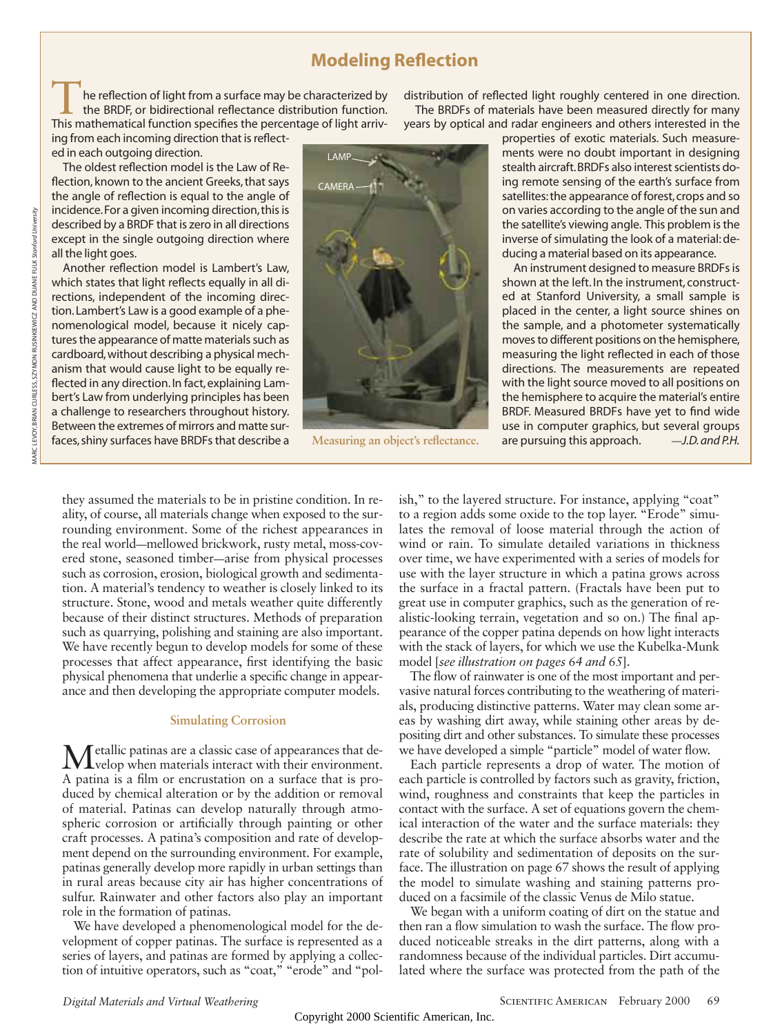## Modeling Reflection

The reflection of light from a surface may be characterized by the BRDF, or bidirectional reflectance distribution function. This mathematical function specifies the percentage of light arriving from each incoming direction that is reflected in each outgoing direction.

The oldest reflection model is the Law of Reflection, known to the ancient Greeks, that says the angle of reflection is equal to the angle of incidence. For a given incoming direction, this is described by a BRDF that is zero in all directions except in the single outgoing direction where all the light goes.

Another reflection model is Lambert's Law, which states that light reflects equally in all directions, independent of the incoming direction. Lambert's Law is a good example of a phenomenological model, because it nicely captures the appearance of matte materials such as cardboard, without describing a physical mechanism that would cause light to be equally reflected in any direction. In fact, explaining Lambert's Law from underlying principles has been a challenge to researchers throughout history. Between the extremes of mirrors and matte surfaces, shiny surfaces have BRDFs that describe a distribution of reflected light roughly centered in one direction.

The BRDFs of materials have been measured directly for many years by optical and radar engineers and others interested in the properties of exotic materials. Such measurements were no doubt important in designing stealth aircraft. BRDFs also interest scientists doing remote sensing of the earth's surface from satellites: the appearance of forest, crops and so on varies according to the angle of the sun and the satellite's viewing angle. This problem is the inverse of simulating the look of a material: deducing a material based on its appearance.

An instrument designed to measure BRDFs is shown at the left. In the instrument, constructed at Stanford University, a small sample is placed in the center, a light source shines on the sample, and a photometer systematically moves to different positions on the hemisphere, measuring the light reflected in each of those directions. The measurements are repeated with the light source moved to all positions on the hemisphere to acquire the material's entire BRDF. Measured BRDFs have yet to find wide use in computer graphics, but several groups are pursuing this approach. *—J.D. and P.H.*

LAMP

CAMERA

**Measuring an object's reflectance.**

MARC LEVOY, BRIAN CURLESS, SZYMON RUSINKIEWICZ AND DUANE FULK *Stanford University*

they assumed the materials to be in pristine condition. In reality, of course, all materials change when exposed to the surrounding environment. Some of the richest appearances in the real world—mellowed brickwork, rusty metal, moss-covered stone, seasoned timber—arise from physical processes such as corrosion, erosion, biological growth and sedimentation. A material's tendency to weather is closely linked to its structure. Stone, wood and metals weather quite differently because of their distinct structures. Methods of preparation such as quarrying, polishing and staining are also important. We have recently begun to develop models for some of these processes that affect appearance, first identifying the basic physical phenomena that underlie a specific change in appearance and then developing the appropriate computer models.

### Simulating Corrosion

Metallic patinas are a classic case of appearances that develop when materials interact with their environment. A patina is a film or encrustation on a surface that is produced by chemical alteration or by the addition or removal of material. Patinas can develop naturally through atmospheric corrosion or artificially through painting or other craft processes. A patina's composition and rate of development depend on the surrounding environment. For example, patinas generally develop more rapidly in urban settings than in rural areas because city air has higher concentrations of sulfur. Rainwater and other factors also play an important role in the formation of patinas.

We have developed a phenomenological model for the development of copper patinas. The surface is represented as a series of layers, and patinas are formed by applying a collection of intuitive operators, such as "coat," "erode" and "polish," to the layered structure. For instance, applying "coat" to a region adds some oxide to the top layer. "Erode" simulates the removal of loose material through the action of wind or rain. To simulate detailed variations in thickness over time, we have experimented with a series of models for use with the layer structure in which a patina grows across the surface in a fractal pattern. (Fractals have been put to great use in computer graphics, such as the generation of realistic-looking terrain, vegetation and so on.) The final appearance of the copper patina depends on how light interacts with the stack of layers, for which we use the Kubelka-Munk model [*see illustration on pages 64 and 65*].

The flow of rainwater is one of the most important and pervasive natural forces contributing to the weathering of materials, producing distinctive patterns. Water may clean some areas by washing dirt away, while staining other areas by depositing dirt and other substances. To simulate these processes we have developed a simple "particle" model of water flow.

Each particle represents a drop of water. The motion of each particle is controlled by factors such as gravity, friction, wind, roughness and constraints that keep the particles in contact with the surface. A set of equations govern the chemical interaction of the water and the surface materials: they describe the rate at which the surface absorbs water and the rate of solubility and sedimentation of deposits on the surface. The illustration on page 67 shows the result of applying the model to simulate washing and staining patterns produced on a facsimile of the classic Venus de Milo statue.

We began with a uniform coating of dirt on the statue and then ran a flow simulation to wash the surface. The flow produced noticeable streaks in the dirt patterns, along with a randomness because of the individual particles. Dirt accumulated where the surface was protected from the path of the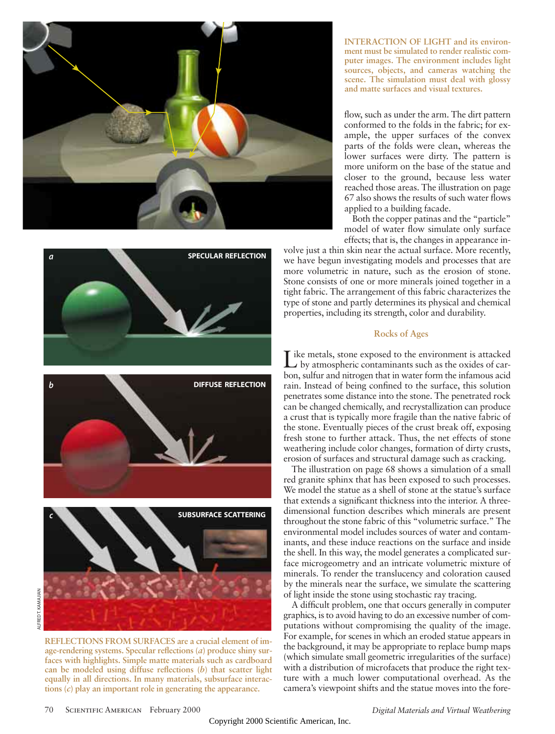INTERACTION OF LIGHT and its environment must be simulated to render realistic computer images. The environment includes light sources, objects, and cameras watching the scene. The simulation must deal with glossy and matte surfaces and visual textures.

flow, such as under the arm. The dirt pattern conformed to the folds in the fabric; for example, the upper surfaces of the convex parts of the folds were clean, whereas the lower surfaces were dirty. The pattern is more uniform on the base of the statue and closer to the ground, because less water reached those areas. The illustration on page 67 also shows the results of such water flows applied to a building facade.

Both the copper patinas and the "particle" model of water flow simulate only surface effects; that is, the changes in appearance involve just a thin skin near the actual surface. More recently, we have begun investigating models and processes that are more volumetric in nature, such as the erosion of stone. Stone consists of one or more minerals joined together in a tight fabric. The arrangement of this fabric characterizes the type of stone and partly determines its physical and chemical properties, including its strength, color and durability.

## Rocks of Ages

Like metals, stone exposed to the environment is attacked by atmospheric contaminants such as the oxides of carbon, sulfur and nitrogen that in water form the infamous acid rain. Instead of being confined to the surface, this solution penetrates some distance into the stone. The penetrated rock can be changed chemically, and recrystallization can produce a crust that is typically more fragile than the native fabric of the stone. Eventually pieces of the crust break off, exposing fresh stone to further attack. Thus, the net effects of stone weathering include color changes, formation of dirty crusts, erosion of surfaces and structural damage such as cracking.

The illustration on page 68 shows a simulation of a small red granite sphinx that has been exposed to such processes. We model the statue as a shell of stone at the statue's surface that extends a significant thickness into the interior. A three-dimensional function describes which minerals are present throughout the stone fabric of this "volumetric surface." The environmental model includes sources of water and contaminants, and these induce reactions on the surface and inside the shell. In this way, the model generates a complicated surface microgeometry and an intricate volumetric mixture of minerals. To render the translucency and coloration caused by the minerals near the surface, we simulate the scattering of light inside the stone using stochastic ray tracing.

A difficult problem, one that occurs generally in computer graphics, is to avoid having to do an excessive number of computations without compromising the quality of the image. For example, for scenes in which an eroded statue appears in the background, it may be appropriate to replace bump maps (which simulate small geometric irregularities of the surface) with a distribution of microfacets that produce the right texture with a much lower computational overhead. As the camera's viewpoint shifts and the statue moves into the fore-

a SPECULAR REFLECTION

b DIFFUSE REFLECTION

c SUBSURFACE SCATTERING

ALFRED T. KAMAJIAN

REFLECTIONS FROM SURFACES are a crucial element of image-rendering systems. Specular reflections (*a*) produce shiny surfaces with highlights. Simple matte materials such as cardboard can be modeled using diffuse reflections (*b*) that scatter light equally in all directions. In many materials, subsurface interactions (*c*) play an important role in generating the appearance.

Copyright 2000 Scientific American, Inc.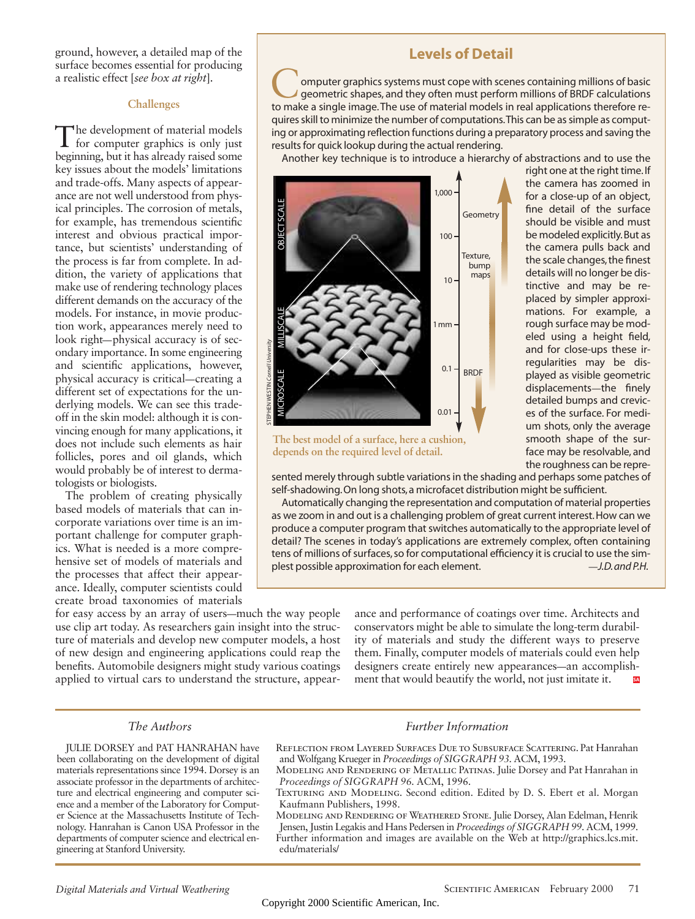ground, however, a detailed map of the surface becomes essential for producing a realistic effect [*see box at right*].

### Challenges

The development of material models for computer graphics is only just beginning, but it has already raised some key issues about the models' limitations and trade-offs. Many aspects of appearance are not well understood from physical principles. The corrosion of metals, for example, has tremendous scientific interest and obvious practical importance, but scientists' understanding of the process is far from complete. In addition, the variety of applications that make use of rendering technology places different demands on the accuracy of the models. For instance, in movie production work, appearances merely need to look right—physical accuracy is of secondary importance. In some engineering and scientific applications, however, physical accuracy is critical—creating a different set of expectations for the underlying models. We can see this trade-off in the skin model: although it is convincing enough for many applications, it does not include such elements as hair follicles, pores and oil glands, which would probably be of interest to dermatologists or biologists.

The problem of creating physically based models of materials that can incorporate variations over time is an important challenge for computer graphics. What is needed is a more comprehensive set of models of materials and the processes that affect their appearance. Ideally, computer scientists could create broad taxonomies of materials for easy access by an array of users—much the way people use clip art today. As researchers gain insight into the structure of materials and develop new computer models, a host of new design and engineering applications could reap the benefits. Automobile designers might study various coatings applied to virtual cars to understand the structure, appearance and performance of coatings over time. Architects and conservators might be able to simulate the long-term durability of materials and study the different ways to preserve them. Finally, computer models of materials could even help designers create entirely new appearances—an accomplishment that would beautify the world, not just imitate it.

## Levels of Detail

Computer graphics systems must cope with scenes containing millions of basic geometric shapes, and they often must perform millions of BRDF calculations to make a single image. The use of material models in real applications therefore requires skill to minimize the number of computations. This can be as simple as computing or approximating reflection functions during a preparatory process and saving the results for quick lookup during the actual rendering.

Another key technique is to introduce a hierarchy of abstractions and to use the right one at the right time. If the camera has zoomed in for a close-up of an object, fine detail of the surface should be visible and must be modeled explicitly. But as the camera pulls back and the scale changes, the finest details will no longer be distinctive and may be replaced by simpler approximations. For example, a rough surface may be modeled using a height field, and for close-ups these irregularities may be displayed as visible geometric displacements—the finely detailed bumps and crevices of the surface. For medium shots, only the average smooth shape of the surface may be resolvable, and the roughness can be represented merely through subtle variations in the shading and perhaps some patches of self-shadowing. On long shots, a microfacet distribution might be sufficient.

OBJECT SCALE
MILLISCALE
MICROSCALE
1,000
100
10
1 mm
0.1
0.01
Geometry
Texture, bump maps
BRDF
STEPHEN WESTIN *Cornell University*

The best model of a surface, here a cushion, depends on the required level of detail.

Automatically changing the representation and computation of material properties as we zoom in and out is a challenging problem of great current interest. How can we produce a computer program that switches automatically to the appropriate level of detail? The scenes in today's applications are extremely complex, often containing tens of millions of surfaces, so for computational efficiency it is crucial to use the simplest possible approximation for each element. *—J.D. and P.H.*

### *The Authors*

JULIE DORSEY and PAT HANRAHAN have been collaborating on the development of digital materials representations since 1994. Dorsey is an associate professor in the departments of architecture and electrical engineering and computer science and a member of the Laboratory for Computer Science at the Massachusetts Institute of Technology. Hanrahan is Canon USA Professor in the departments of computer science and electrical engineering at Stanford University.

### *Further Information*

REFLECTION FROM LAYERED SURFACES DUE TO SUBSURFACE SCATTERING. Pat Hanrahan and Wolfgang Krueger in *Proceedings of SIGGRAPH 93.* ACM, 1993.

MODELING AND RENDERING OF METALLIC PATINAS. Julie Dorsey and Pat Hanrahan in *Proceedings of SIGGRAPH 96.* ACM, 1996.

TEXTURING AND MODELING. Second edition. Edited by D. S. Ebert et al. Morgan Kaufmann Publishers, 1998.

MODELING AND RENDERING OF WEATHERED STONE. Julie Dorsey, Alan Edelman, Henrik Jensen, Justin Legakis and Hans Pedersen in *Proceedings of SIGGRAPH 99.* ACM, 1999.

Further information and images are available on the Web at http://graphics.lcs.mit.edu/materials/

Copyright 2000 Scientific American, Inc.